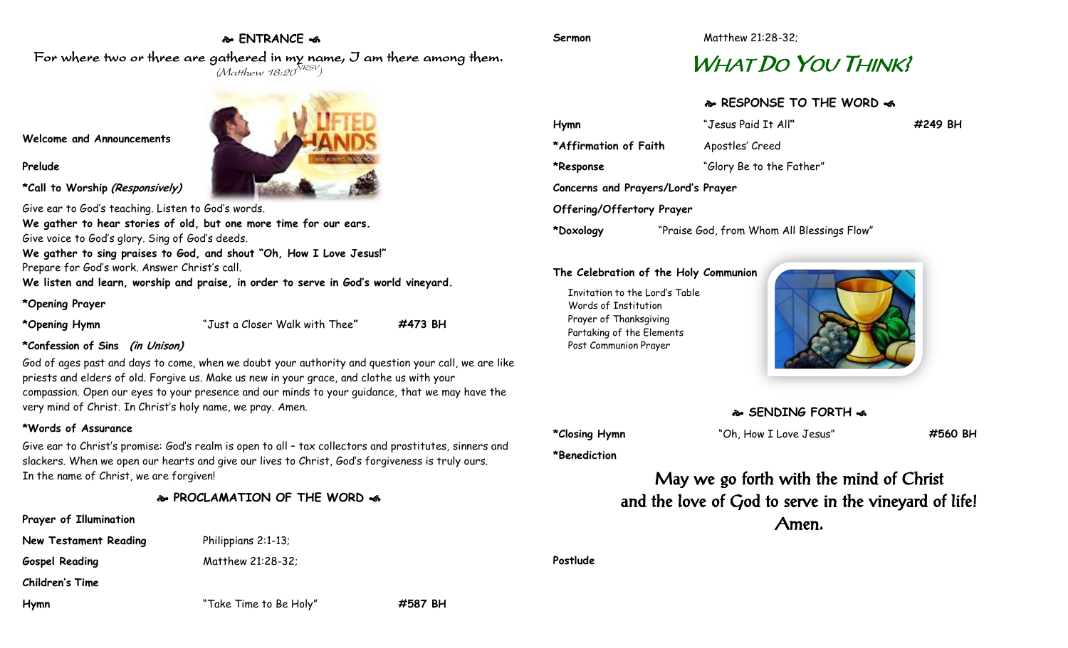## ❧ ENTRANCE ☙

For where two or three are gathered in my name, I am there among them.
*(Matthew 18:20 NRSV)*

**Welcome and Announcements**

**Prelude**

**\*Call to Worship *(Responsively)***

Give ear to God's teaching. Listen to God's words.
**We gather to hear stories of old, but one more time for our ears.**
Give voice to God's glory. Sing of God's deeds.
**We gather to sing praises to God, and shout "Oh, How I Love Jesus!"**
Prepare for God's work. Answer Christ's call.
**We listen and learn, worship and praise, in order to serve in God's world vineyard.**

**\*Opening Prayer**

**\*Opening Hymn** "Just a Closer Walk with Thee" **#473 BH**

**\*Confession of Sins *(in Unison)***

God of ages past and days to come, when we doubt your authority and question your call, we are like priests and elders of old. Forgive us. Make us new in your grace, and clothe us with your compassion. Open our eyes to your presence and our minds to your guidance, that we may have the very mind of Christ. In Christ's holy name, we pray. Amen.

**\*Words of Assurance**

Give ear to Christ's promise: God's realm is open to all – tax collectors and prostitutes, sinners and slackers. When we open our hearts and give our lives to Christ, God's forgiveness is truly ours.
In the name of Christ, we are forgiven!

## ❧ PROCLAMATION OF THE WORD ☙

**Prayer of Illumination**

**New Testament Reading** Philippians 2:1-13;

**Gospel Reading** Matthew 21:28-32;

**Children's Time**

**Hymn** "Take Time to Be Holy" **#587 BH**

**Sermon** Matthew 21:28-32;

# WHAT DO YOU THINK?

## ❧ RESPONSE TO THE WORD ☙

**Hymn** "Jesus Paid It All" **#249 BH**

**\*Affirmation of Faith** Apostles' Creed

**\*Response** "Glory Be to the Father"

**Concerns and Prayers/Lord's Prayer**

**Offering/Offertory Prayer**

**\*Doxology** "Praise God, from Whom All Blessings Flow"

**The Celebration of the Holy Communion**

Invitation to the Lord's Table
Words of Institution
Prayer of Thanksgiving
Partaking of the Elements
Post Communion Prayer

## ❧ SENDING FORTH ☙

**\*Closing Hymn** "Oh, How I Love Jesus" **#560 BH**

**\*Benediction**

May we go forth with the mind of Christ
and the love of God to serve in the vineyard of life!
Amen.

**Postlude**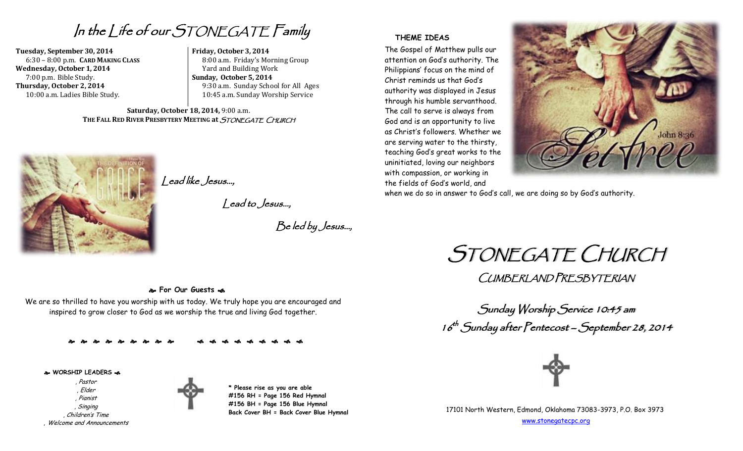# In the Life of our STONEGATE Family

**Tuesday, September 30, 2014**
6:30 – 8:00 p.m. **CARD MAKING CLASS**
**Wednesday, October 1, 2014**
7:00 p.m. Bible Study.
**Thursday, October 2, 2014**
10:00 a.m. Ladies Bible Study.

**Friday, October 3, 2014**
8:00 a.m. Friday's Morning Group
Yard and Building Work
**Sunday, October 5, 2014**
9:30 a.m. Sunday School for All Ages
10:45 a.m. Sunday Worship Service

**Saturday, October 18, 2014,** 9:00 a.m.
**THE FALL RED RIVER PRESBYTERY MEETING at** STONEGATE CHURCH

Lead like Jesus…,

Lead to Jesus…,

Be led by Jesus…,

**For Our Guests**

We are so thrilled to have you worship with us today. We truly hope you are encouraged and inspired to grow closer to God as we worship the true and living God together.

**WORSHIP LEADERS**

, Pastor
, Elder
, Pianist
, Singing
, Children's Time
, Welcome and Announcements

**\* Please rise as you are able**
**#156 RH = Page 156 Red Hymnal**
**#156 BH = Page 156 Blue Hymnal**
**Back Cover BH = Back Cover Blue Hymnal**

**THEME IDEAS**

The Gospel of Matthew pulls our attention on God's authority. The Philippians' focus on the mind of Christ reminds us that God's authority was displayed in Jesus through his humble servanthood. The call to serve is always from God and is an opportunity to live as Christ's followers. Whether we are serving water to the thirsty, teaching God's great works to the uninitiated, loving our neighbors with compassion, or working in the fields of God's world, and when we do so in answer to God's call, we are doing so by God's authority.

John 8:36
Set Free

# STONEGATE CHURCH

## CUMBERLAND PRESBYTERIAN

Sunday Worship Service 10:45 am

16th Sunday after Pentecost – September 28, 2014

17101 North Western, Edmond, Oklahoma 73083-3973, P.O. Box 3973
www.stonegatecpc.org